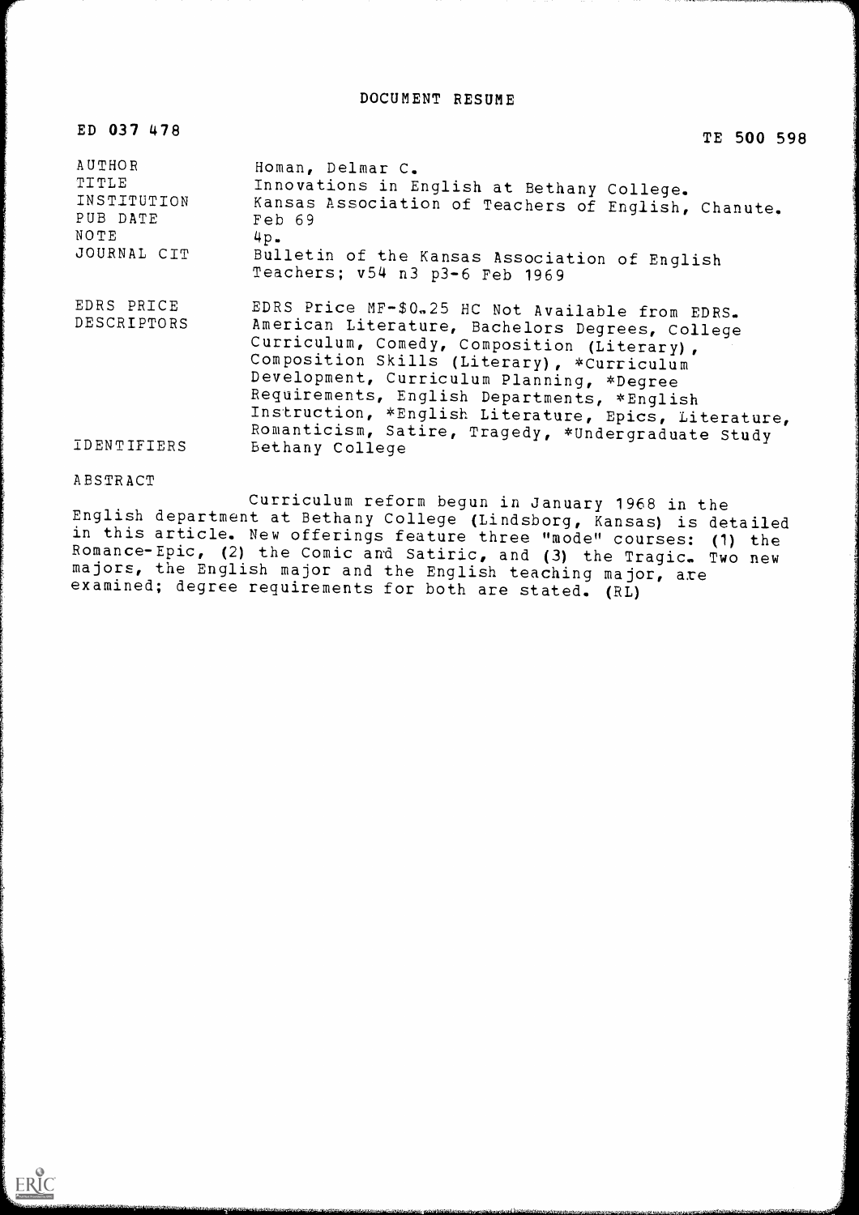# DOCUMENT RESUME

ED 037 478 TE 500 598

| | |
|---|---|
| AUTHOR | Homan, Delmar C. |
| TITLE | Innovations in English at Bethany College. |
| INSTITUTION | Kansas Association of Teachers of English, Chanute. |
| PUB DATE | Feb 69 |
| NOTE | 4p. |
| JOURNAL CIT | Bulletin of the Kansas Association of English Teachers; v54 n3 p3-6 Feb 1969 |
| EDRS PRICE | EDRS Price MF-$0.25 HC Not Available from EDRS. |
| DESCRIPTORS | American Literature, Bachelors Degrees, College Curriculum, Comedy, Composition (Literary), Composition Skills (Literary), *Curriculum Development, Curriculum Planning, *Degree Requirements, English Departments, *English Instruction, *English Literature, Epics, Literature, Romanticism, Satire, Tragedy, *Undergraduate Study |
| IDENTIFIERS | Bethany College |

ABSTRACT

Curriculum reform begun in January 1968 in the English department at Bethany College (Lindsborg, Kansas) is detailed in this article. New offerings feature three "mode" courses: (1) the Romance-Epic, (2) the Comic and Satiric, and (3) the Tragic. Two new majors, the English major and the English teaching major, are examined; degree requirements for both are stated. (RL)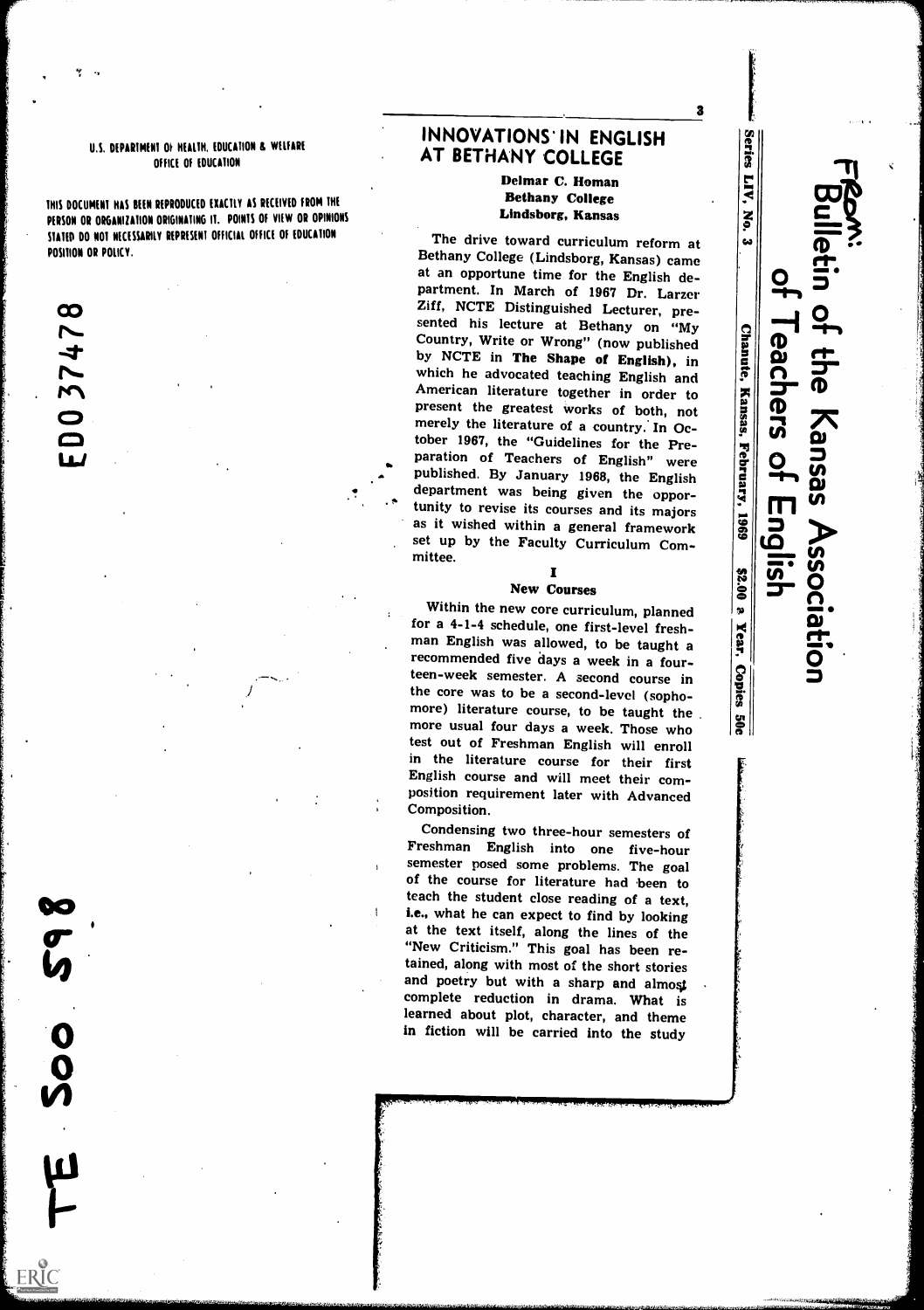U.S. DEPARTMENT OF HEALTH, EDUCATION & WELFARE
OFFICE OF EDUCATION

THIS DOCUMENT HAS BEEN REPRODUCED EXACTLY AS RECEIVED FROM THE PERSON OR ORGANIZATION ORIGINATING IT. POINTS OF VIEW OR OPINIONS STATED DO NOT NECESSARILY REPRESENT OFFICIAL OFFICE OF EDUCATION POSITION OR POLICY.

ED037478

TE 500 598

From: Bulletin of the Kansas Association of Teachers of English

Series LIV, No. 3 Chanute, Kansas, February, 1969 $2.00 a Year, Copies 50c

# INNOVATIONS IN ENGLISH AT BETHANY COLLEGE

**Delmar C. Homan**
**Bethany College**
**Lindsborg, Kansas**

The drive toward curriculum reform at Bethany College (Lindsborg, Kansas) came at an opportune time for the English department. In March of 1967 Dr. Larzer Ziff, NCTE Distinguished Lecturer, presented his lecture at Bethany on "My Country, Write or Wrong" (now published by NCTE in **The Shape of English**), in which he advocated teaching English and American literature together in order to present the greatest works of both, not merely the literature of a country. In October 1967, the "Guidelines for the Preparation of Teachers of English" were published. By January 1968, the English department was being given the opportunity to revise its courses and its majors as it wished within a general framework set up by the Faculty Curriculum Committee.

## I
## New Courses

Within the new core curriculum, planned for a 4-1-4 schedule, one first-level freshman English was allowed, to be taught a recommended five days a week in a fourteen-week semester. A second course in the core was to be a second-level (sophomore) literature course, to be taught the more usual four days a week. Those who test out of Freshman English will enroll in the literature course for their first English course and will meet their composition requirement later with Advanced Composition.

Condensing two three-hour semesters of Freshman English into one five-hour semester posed some problems. The goal of the course for literature had been to teach the student close reading of a text, **i.e.**, what he can expect to find by looking at the text itself, along the lines of the "New Criticism." This goal has been retained, along with most of the short stories and poetry but with a sharp and almost complete reduction in drama. What is learned about plot, character, and theme in fiction will be carried into the study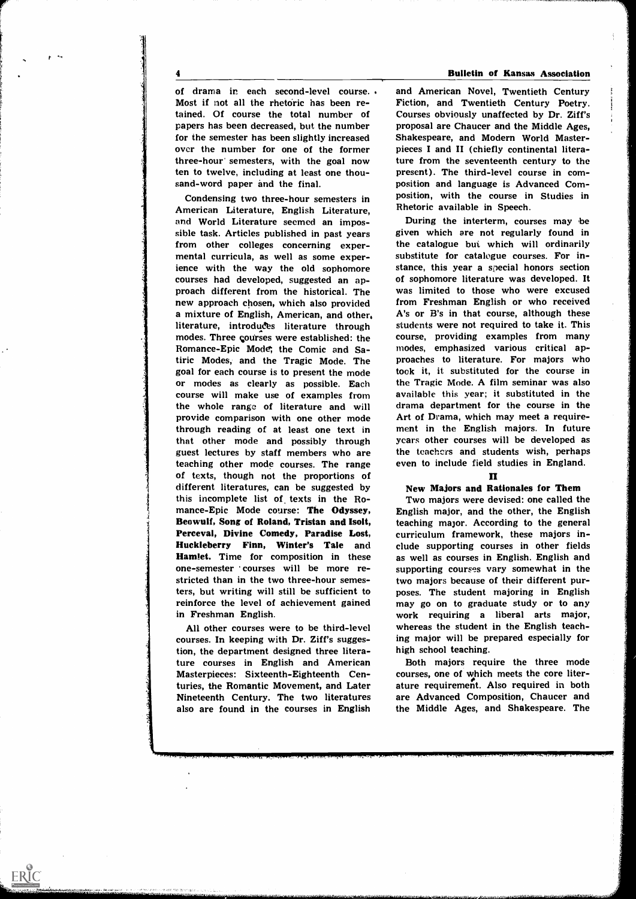of drama in each second-level course. Most if not all the rhetoric has been retained. Of course the total number of papers has been decreased, but the number for the semester has been slightly increased over the number for one of the former three-hour semesters, with the goal now ten to twelve, including at least one thousand-word paper and the final.

Condensing two three-hour semesters in American Literature, English Literature, and World Literature seemed an impossible task. Articles published in past years from other colleges concerning experimental curricula, as well as some experience with the way the old sophomore courses had developed, suggested an approach different from the historical. The new approach chosen, which also provided a mixture of English, American, and other literature, introduces literature through modes. Three courses were established: the Romance-Epic Mode, the Comic and Satiric Modes, and the Tragic Mode. The goal for each course is to present the mode or modes as clearly as possible. Each course will make use of examples from the whole range of literature and will provide comparison with one other mode through reading of at least one text in that other mode and possibly through guest lectures by staff members who are teaching other mode courses. The range of texts, though not the proportions of different literatures, can be suggested by this incomplete list of texts in the Romance-Epic Mode course: **The Odyssey, Beowulf, Song of Roland, Tristan and Isolt, Perceval, Divine Comedy, Paradise Lost, Huckleberry Finn, Winter's Tale** and **Hamlet**. Time for composition in these one-semester courses will be more restricted than in the two three-hour semesters, but writing will still be sufficient to reinforce the level of achievement gained in Freshman English.

All other courses were to be third-level courses. In keeping with Dr. Ziff's suggestion, the department designed three literature courses in English and American Masterpieces: Sixteenth-Eighteenth Centuries, the Romantic Movement, and Later Nineteenth Century. The two literatures also are found in the courses in English and American Novel, Twentieth Century Fiction, and Twentieth Century Poetry. Courses obviously unaffected by Dr. Ziff's proposal are Chaucer and the Middle Ages, Shakespeare, and Modern World Masterpieces I and II (chiefly continental literature from the seventeenth century to the present). The third-level course in composition and language is Advanced Composition, with the course in Studies in Rhetoric available in Speech.

During the interterm, courses may be given which are not regularly found in the catalogue but which will ordinarily substitute for catalogue courses. For instance, this year a special honors section of sophomore literature was developed. It was limited to those who were excused from Freshman English or who received A's or B's in that course, although these students were not required to take it. This course, providing examples from many modes, emphasized various critical approaches to literature. For majors who took it, it substituted for the course in the Tragic Mode. A film seminar was also available this year; it substituted in the drama department for the course in the Art of Drama, which may meet a requirement in the English majors. In future years other courses will be developed as the teachers and students wish, perhaps even to include field studies in England.

## II

### New Majors and Rationales for Them

Two majors were devised: one called the English major, and the other, the English teaching major. According to the general curriculum framework, these majors include supporting courses in other fields as well as courses in English. English and supporting courses vary somewhat in the two majors because of their different purposes. The student majoring in English may go on to graduate study or to any work requiring a liberal arts major, whereas the student in the English teaching major will be prepared especially for high school teaching.

Both majors require the three mode courses, one of which meets the core literature requirement. Also required in both are Advanced Composition, Chaucer and the Middle Ages, and Shakespeare. The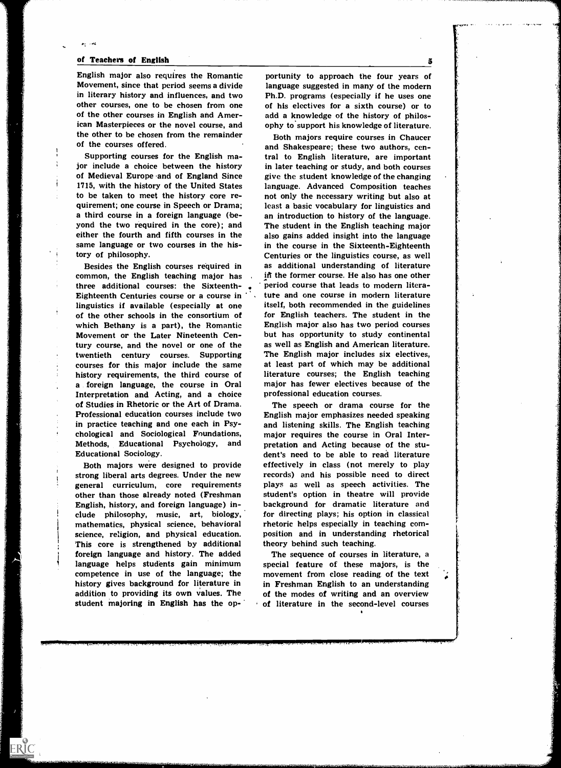English major also requires the Romantic Movement, since that period seems a divide in literary history and influences, and two other courses, one to be chosen from one of the other courses in English and American Masterpieces or the novel course, and the other to be chosen from the remainder of the courses offered.

Supporting courses for the English major include a choice between the history of Medieval Europe and of England Since 1715, with the history of the United States to be taken to meet the history core requirement; one course in Speech or Drama; a third course in a foreign language (beyond the two required in the core); and either the fourth and fifth courses in the same language or two courses in the history of philosophy.

Besides the English courses required in common, the English teaching major has three additional courses: the Sixteenth-Eighteenth Centuries course or a course in linguistics if available (especially at one of the other schools in the consortium of which Bethany is a part), the Romantic Movement or the Later Nineteenth Century course, and the novel or one of the twentieth century courses. Supporting courses for this major include the same history requirements, the third course of a foreign language, the course in Oral Interpretation and Acting, and a choice of Studies in Rhetoric or the Art of Drama. Professional education courses include two in practice teaching and one each in Psychological and Sociological Foundations, Methods, Educational Psychology, and Educational Sociology.

Both majors were designed to provide strong liberal arts degrees. Under the new general curriculum, core requirements other than those already noted (Freshman English, history, and foreign language) include philosophy, music, art, biology, mathematics, physical science, behavioral science, religion, and physical education. This core is strengthened by additional foreign language and history. The added language helps students gain minimum competence in use of the language; the history gives background for literature in addition to providing its own values. The student majoring in English has the opportunity to approach the four years of language suggested in many of the modern Ph.D. programs (especially if he uses one of his electives for a sixth course) or to add a knowledge of the history of philosophy to support his knowledge of literature.

Both majors require courses in Chaucer and Shakespeare; these two authors, central to English literature, are important in later teaching or study, and both courses give the student knowledge of the changing language. Advanced Composition teaches not only the necessary writing but also at least a basic vocabulary for linguistics and an introduction to history of the language. The student in the English teaching major also gains added insight into the language in the course in the Sixteenth-Eighteenth Centuries or the linguistics course, as well as additional understanding of literature in the former course. He also has one other period course that leads to modern literature and one course in modern literature itself, both recommended in the guidelines for English teachers. The student in the English major also has two period courses but has opportunity to study continental as well as English and American literature. The English major includes six electives, at least part of which may be additional literature courses; the English teaching major has fewer electives because of the professional education courses.

The speech or drama course for the English major emphasizes needed speaking and listening skills. The English teaching major requires the course in Oral Interpretation and Acting because of the student's need to be able to read literature effectively in class (not merely to play records) and his possible need to direct plays as well as speech activities. The student's option in theatre will provide background for dramatic literature and for directing plays; his option in classical rhetoric helps especially in teaching composition and in understanding rhetorical theory behind such teaching.

The sequence of courses in literature, a special feature of these majors, is the movement from close reading of the text in Freshman English to an understanding of the modes of writing and an overview of literature in the second-level courses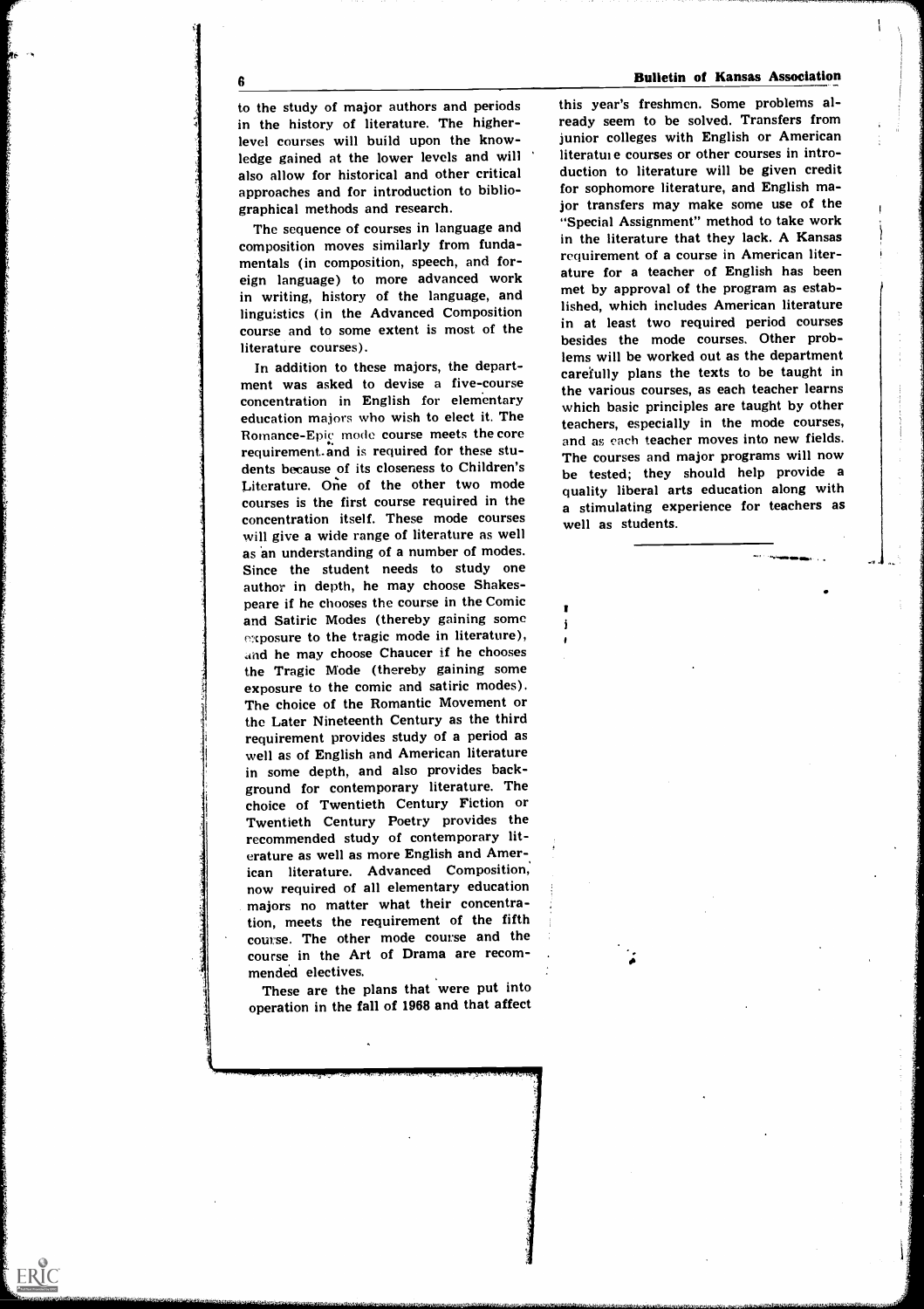to the study of major authors and periods in the history of literature. The higher-level courses will build upon the knowledge gained at the lower levels and will also allow for historical and other critical approaches and for introduction to bibliographical methods and research.

The sequence of courses in language and composition moves similarly from fundamentals (in composition, speech, and foreign language) to more advanced work in writing, history of the language, and linguistics (in the Advanced Composition course and to some extent is most of the literature courses).

In addition to these majors, the department was asked to devise a five-course concentration in English for elementary education majors who wish to elect it. The Romance-Epic mode course meets the core requirement and is required for these students because of its closeness to Children's Literature. One of the other two mode courses is the first course required in the concentration itself. These mode courses will give a wide range of literature as well as an understanding of a number of modes. Since the student needs to study one author in depth, he may choose Shakespeare if he chooses the course in the Comic and Satiric Modes (thereby gaining some exposure to the tragic mode in literature), and he may choose Chaucer if he chooses the Tragic Mode (thereby gaining some exposure to the comic and satiric modes). The choice of the Romantic Movement or the Later Nineteenth Century as the third requirement provides study of a period as well as of English and American literature in some depth, and also provides background for contemporary literature. The choice of Twentieth Century Fiction or Twentieth Century Poetry provides the recommended study of contemporary literature as well as more English and American literature. Advanced Composition, now required of all elementary education majors no matter what their concentration, meets the requirement of the fifth course. The other mode course and the course in the Art of Drama are recommended electives.

These are the plans that were put into operation in the fall of 1968 and that affect this year's freshmen. Some problems already seem to be solved. Transfers from junior colleges with English or American literature courses or other courses in introduction to literature will be given credit for sophomore literature, and English major transfers may make some use of the "Special Assignment" method to take work in the literature that they lack. A Kansas requirement of a course in American literature for a teacher of English has been met by approval of the program as established, which includes American literature in at least two required period courses besides the mode courses. Other problems will be worked out as the department carefully plans the texts to be taught in the various courses, as each teacher learns which basic principles are taught by other teachers, especially in the mode courses, and as each teacher moves into new fields. The courses and major programs will now be tested; they should help provide a quality liberal arts education along with a stimulating experience for teachers as well as students.